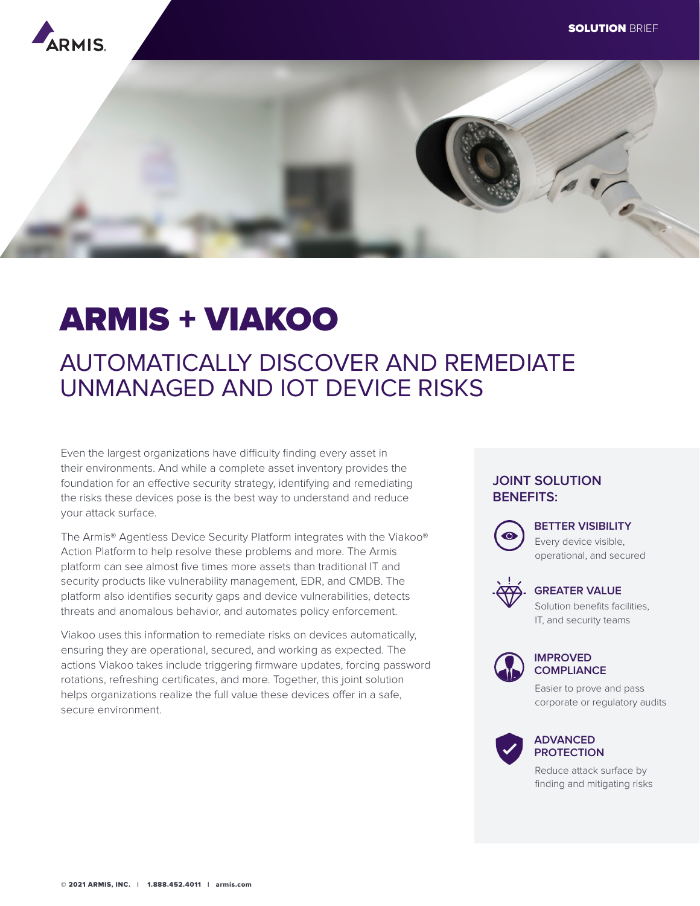SOLUTION BRIEF

# ARMIS + VIAKOO

## AUTOMATICALLY DISCOVER AND REMEDIATE UNMANAGED AND IOT DEVICE RISKS

Even the largest organizations have difficulty finding every asset in their environments. And while a complete asset inventory provides the foundation for an effective security strategy, identifying and remediating the risks these devices pose is the best way to understand and reduce your attack surface.

The Armis® Agentless Device Security Platform integrates with the Viakoo® Action Platform to help resolve these problems and more. The Armis platform can see almost five times more assets than traditional IT and security products like vulnerability management, EDR, and CMDB. The platform also identifies security gaps and device vulnerabilities, detects threats and anomalous behavior, and automates policy enforcement.

Viakoo uses this information to remediate risks on devices automatically, ensuring they are operational, secured, and working as expected. The actions Viakoo takes include triggering firmware updates, forcing password rotations, refreshing certificates, and more. Together, this joint solution helps organizations realize the full value these devices offer in a safe, secure environment.

### JOINT SOLUTION BENEFITS:

**BETTER VISIBILITY**
Every device visible, operational, and secured

**GREATER VALUE**
Solution benefits facilities, IT, and security teams

**IMPROVED COMPLIANCE**
Easier to prove and pass corporate or regulatory audits

**ADVANCED PROTECTION**
Reduce attack surface by finding and mitigating risks

© 2021 ARMIS, INC. | 1.888.452.4011 | armis.com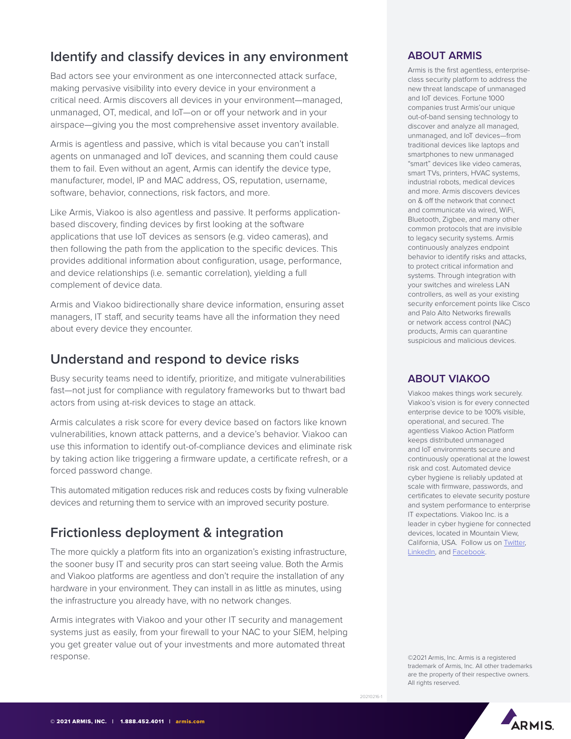## Identify and classify devices in any environment

Bad actors see your environment as one interconnected attack surface, making pervasive visibility into every device in your environment a critical need. Armis discovers all devices in your environment—managed, unmanaged, OT, medical, and IoT—on or off your network and in your airspace—giving you the most comprehensive asset inventory available.

Armis is agentless and passive, which is vital because you can't install agents on unmanaged and IoT devices, and scanning them could cause them to fail. Even without an agent, Armis can identify the device type, manufacturer, model, IP and MAC address, OS, reputation, username, software, behavior, connections, risk factors, and more.

Like Armis, Viakoo is also agentless and passive. It performs application-based discovery, finding devices by first looking at the software applications that use IoT devices as sensors (e.g. video cameras), and then following the path from the application to the specific devices. This provides additional information about configuration, usage, performance, and device relationships (i.e. semantic correlation), yielding a full complement of device data.

Armis and Viakoo bidirectionally share device information, ensuring asset managers, IT staff, and security teams have all the information they need about every device they encounter.

## Understand and respond to device risks

Busy security teams need to identify, prioritize, and mitigate vulnerabilities fast—not just for compliance with regulatory frameworks but to thwart bad actors from using at-risk devices to stage an attack.

Armis calculates a risk score for every device based on factors like known vulnerabilities, known attack patterns, and a device's behavior. Viakoo can use this information to identify out-of-compliance devices and eliminate risk by taking action like triggering a firmware update, a certificate refresh, or a forced password change.

This automated mitigation reduces risk and reduces costs by fixing vulnerable devices and returning them to service with an improved security posture.

## Frictionless deployment & integration

The more quickly a platform fits into an organization's existing infrastructure, the sooner busy IT and security pros can start seeing value. Both the Armis and Viakoo platforms are agentless and don't require the installation of any hardware in your environment. They can install in as little as minutes, using the infrastructure you already have, with no network changes.

Armis integrates with Viakoo and your other IT security and management systems just as easily, from your firewall to your NAC to your SIEM, helping you get greater value out of your investments and more automated threat response.

### ABOUT ARMIS

Armis is the first agentless, enterprise-class security platform to address the new threat landscape of unmanaged and IoT devices. Fortune 1000 companies trust Armis'our unique out-of-band sensing technology to discover and analyze all managed, unmanaged, and IoT devices—from traditional devices like laptops and smartphones to new unmanaged "smart" devices like video cameras, smart TVs, printers, HVAC systems, industrial robots, medical devices and more. Armis discovers devices on & off the network that connect and communicate via wired, WiFi, Bluetooth, Zigbee, and many other common protocols that are invisible to legacy security systems. Armis continuously analyzes endpoint behavior to identify risks and attacks, to protect critical information and systems. Through integration with your switches and wireless LAN controllers, as well as your existing security enforcement points like Cisco and Palo Alto Networks firewalls or network access control (NAC) products, Armis can quarantine suspicious and malicious devices.

### ABOUT VIAKOO

Viakoo makes things work securely. Viakoo's vision is for every connected enterprise device to be 100% visible, operational, and secured. The agentless Viakoo Action Platform keeps distributed unmanaged and IoT environments secure and continuously operational at the lowest risk and cost. Automated device cyber hygiene is reliably updated at scale with firmware, passwords, and certificates to elevate security posture and system performance to enterprise IT expectations. Viakoo Inc. is a leader in cyber hygiene for connected devices, located in Mountain View, California, USA. Follow us on Twitter, LinkedIn, and Facebook.

©2021 Armis, Inc. Armis is a registered trademark of Armis, Inc. All other trademarks are the property of their respective owners. All rights reserved.

20210216-1

© 2021 ARMIS, INC. | 1.888.452.4011 | armis.com